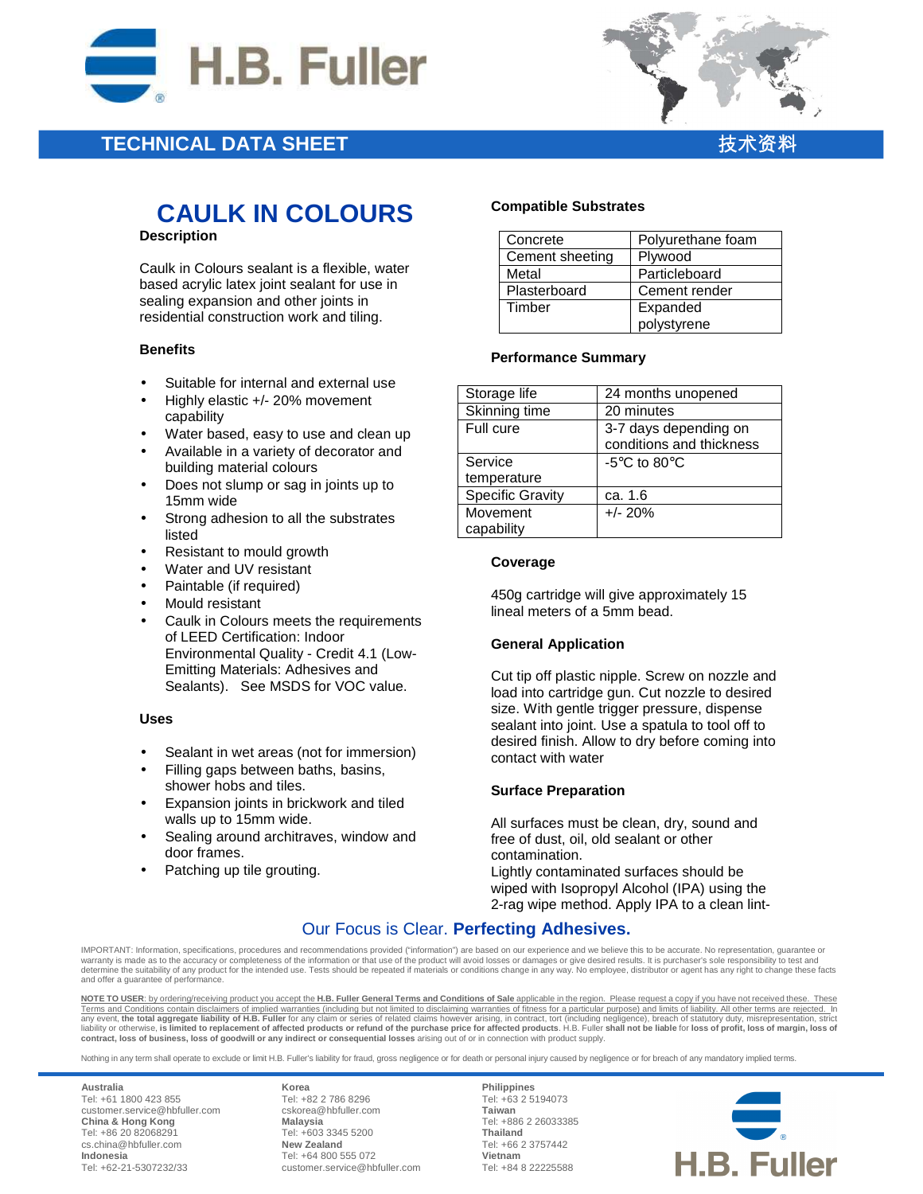H.B. Fuller

TECHNICAL DATA SHEET 技术资料

# CAULK IN COLOURS

## Description

Caulk in Colours sealant is a flexible, water based acrylic latex joint sealant for use in sealing expansion and other joints in residential construction work and tiling.

## Benefits

- Suitable for internal and external use
- Highly elastic +/- 20% movement capability
- Water based, easy to use and clean up
- Available in a variety of decorator and building material colours
- Does not slump or sag in joints up to 15mm wide
- Strong adhesion to all the substrates listed
- Resistant to mould growth
- Water and UV resistant
- Paintable (if required)
- Mould resistant
- Caulk in Colours meets the requirements of LEED Certification: Indoor Environmental Quality - Credit 4.1 (Low-Emitting Materials: Adhesives and Sealants). See MSDS for VOC value.

## Uses

- Sealant in wet areas (not for immersion)
- Filling gaps between baths, basins, shower hobs and tiles.
- Expansion joints in brickwork and tiled walls up to 15mm wide.
- Sealing around architraves, window and door frames.
- Patching up tile grouting.

## Compatible Substrates

| | |
|---|---|
| Concrete | Polyurethane foam |
| Cement sheeting | Plywood |
| Metal | Particleboard |
| Plasterboard | Cement render |
| Timber | Expanded polystyrene |

## Performance Summary

| | |
|---|---|
| Storage life | 24 months unopened |
| Skinning time | 20 minutes |
| Full cure | 3-7 days depending on conditions and thickness |
| Service temperature | -5°C to 80°C |
| Specific Gravity | ca. 1.6 |
| Movement capability | +/- 20% |

## Coverage

450g cartridge will give approximately 15 lineal meters of a 5mm bead.

## General Application

Cut tip off plastic nipple. Screw on nozzle and load into cartridge gun. Cut nozzle to desired size. With gentle trigger pressure, dispense sealant into joint. Use a spatula to tool off to desired finish. Allow to dry before coming into contact with water

## Surface Preparation

All surfaces must be clean, dry, sound and free of dust, oil, old sealant or other contamination.
Lightly contaminated surfaces should be wiped with Isopropyl Alcohol (IPA) using the 2-rag wipe method. Apply IPA to a clean lint-

Our Focus is Clear. **Perfecting Adhesives.**

IMPORTANT: Information, specifications, procedures and recommendations provided ("information") are based on our experience and we believe this to be accurate. No representation, guarantee or warranty is made as to the accuracy or completeness of the information or that use of the product will avoid losses or damages or give desired results. It is purchaser's sole responsibility to test and determine the suitability of any product for the intended use. Tests should be repeated if materials or conditions change in any way. No employee, distributor or agent has any right to change these facts and offer a guarantee of performance.

NOTE TO USER: by ordering/receiving product you accept the **H.B. Fuller General Terms and Conditions of Sale** applicable in the region. Please request a copy if you have not received these. These Terms and Conditions contain disclaimers of implied warranties (including but not limited to disclaiming warranties of fitness for a particular purpose) and limits of liability. All other terms are rejected. In any event, **the total aggregate liability of H.B. Fuller** for any claim or series of related claims however arising, in contract, tort (including negligence), breach of statutory duty, misrepresentation, strict liability or otherwise, **is limited to replacement of affected products or refund of the purchase price for affected products**. H.B. Fuller **shall not be liable** for **loss of profit, loss of margin, loss of contract, loss of business, loss of goodwill or any indirect or consequential losses** arising out of or in connection with product supply.

Nothing in any term shall operate to exclude or limit H.B. Fuller's liability for fraud, gross negligence or for death or personal injury caused by negligence or for breach of any mandatory implied terms.

**Australia**
Tel: +61 1800 423 855
customer.service@hbfuller.com
**China & Hong Kong**
Tel: +86 20 82068291
cs.china@hbfuller.com
**Indonesia**
Tel: +62-21-5307232/33

**Korea**
Tel: +82 2 786 8296
cskorea@hbfuller.com
**Malaysia**
Tel: +603 3345 5200
**New Zealand**
Tel: +64 800 555 072
customer.service@hbfuller.com

**Philippines**
Tel: +63 2 5194073
**Taiwan**
Tel: +886 2 26033385
**Thailand**
Tel: +66 2 3757442
**Vietnam**
Tel: +84 8 22225588

H.B. Fuller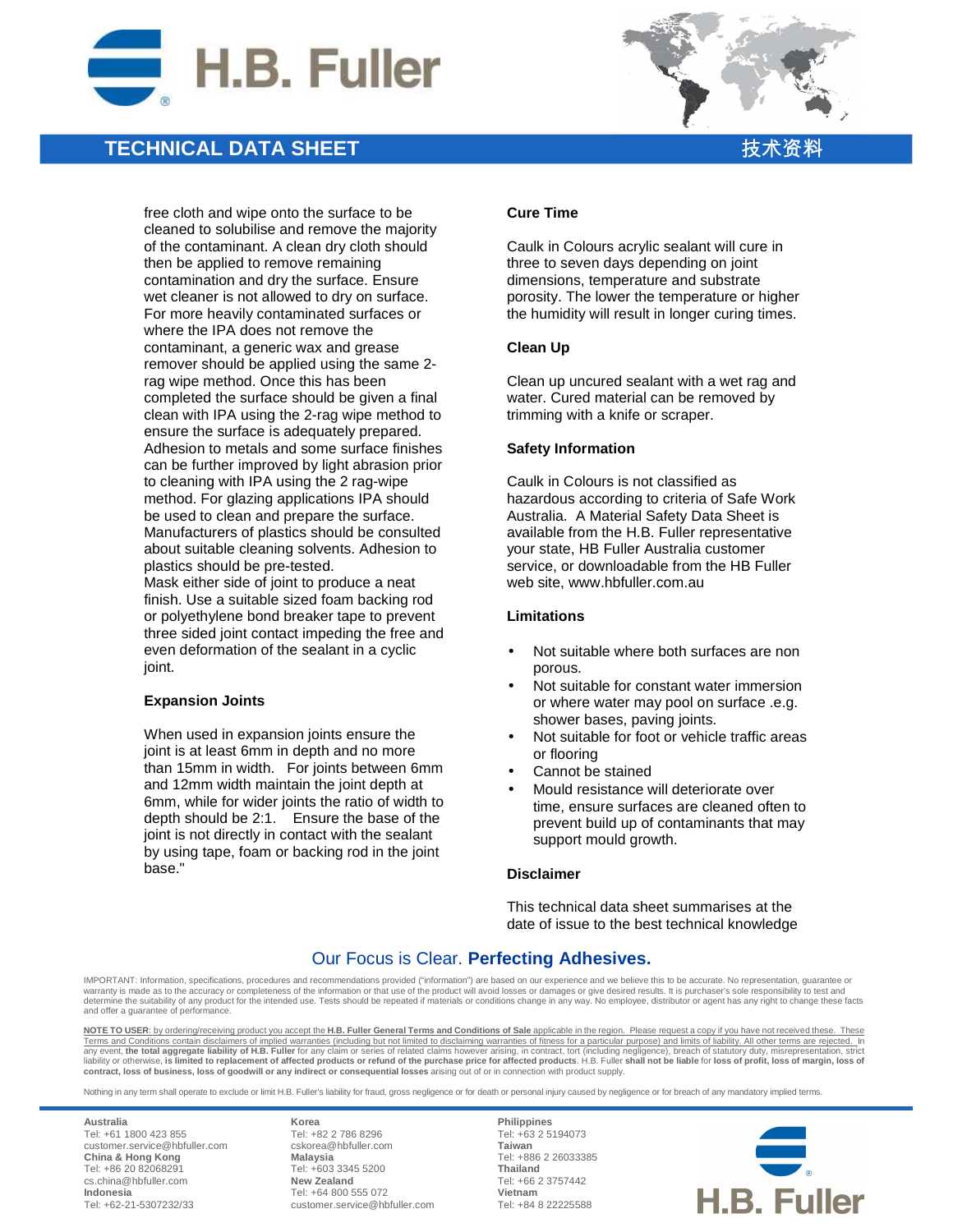free cloth and wipe onto the surface to be cleaned to solubilise and remove the majority of the contaminant. A clean dry cloth should then be applied to remove remaining contamination and dry the surface. Ensure wet cleaner is not allowed to dry on surface. For more heavily contaminated surfaces or where the IPA does not remove the contaminant, a generic wax and grease remover should be applied using the same 2-rag wipe method. Once this has been completed the surface should be given a final clean with IPA using the 2-rag wipe method to ensure the surface is adequately prepared. Adhesion to metals and some surface finishes can be further improved by light abrasion prior to cleaning with IPA using the 2 rag-wipe method. For glazing applications IPA should be used to clean and prepare the surface. Manufacturers of plastics should be consulted about suitable cleaning solvents. Adhesion to plastics should be pre-tested.
Mask either side of joint to produce a neat finish. Use a suitable sized foam backing rod or polyethylene bond breaker tape to prevent three sided joint contact impeding the free and even deformation of the sealant in a cyclic joint.

## Expansion Joints

When used in expansion joints ensure the joint is at least 6mm in depth and no more than 15mm in width. For joints between 6mm and 12mm width maintain the joint depth at 6mm, while for wider joints the ratio of width to depth should be 2:1. Ensure the base of the joint is not directly in contact with the sealant by using tape, foam or backing rod in the joint base."

## Cure Time

Caulk in Colours acrylic sealant will cure in three to seven days depending on joint dimensions, temperature and substrate porosity. The lower the temperature or higher the humidity will result in longer curing times.

## Clean Up

Clean up uncured sealant with a wet rag and water. Cured material can be removed by trimming with a knife or scraper.

## Safety Information

Caulk in Colours is not classified as hazardous according to criteria of Safe Work Australia. A Material Safety Data Sheet is available from the H.B. Fuller representative your state, HB Fuller Australia customer service, or downloadable from the HB Fuller web site, www.hbfuller.com.au

## Limitations

- Not suitable where both surfaces are non porous.
- Not suitable for constant water immersion or where water may pool on surface .e.g. shower bases, paving joints.
- Not suitable for foot or vehicle traffic areas or flooring
- Cannot be stained
- Mould resistance will deteriorate over time, ensure surfaces are cleaned often to prevent build up of contaminants that may support mould growth.

## Disclaimer

This technical data sheet summarises at the date of issue to the best technical knowledge

Our Focus is Clear. **Perfecting Adhesives.**

IMPORTANT: Information, specifications, procedures and recommendations provided ("information") are based on our experience and we believe this to be accurate. No representation, guarantee or warranty is made as to the accuracy or completeness of the information or that use of the product will avoid losses or damages or give desired results. It is purchaser's sole responsibility to test and determine the suitability of any product for the intended use. Tests should be repeated if materials or conditions change in any way. No employee, distributor or agent has any right to change these facts and offer a guarantee of performance.

NOTE TO USER: by ordering/receiving product you accept the **H.B. Fuller General Terms and Conditions of Sale** applicable in the region. Please request a copy if you have not received these. These Terms and Conditions contain disclaimers of implied warranties (including but not limited to disclaiming warranties of fitness for a particular purpose) and limits of liability. All other terms are rejected. In any event, **the total aggregate liability of H.B. Fuller** for any claim or series of related claims however arising, in contract, tort (including negligence), breach of statutory duty, misrepresentation, strict liability or otherwise, **is limited to replacement of affected products or refund of the purchase price for affected products**. H.B. Fuller **shall not be liable** for **loss of profit, loss of margin, loss of contract, loss of business, loss of goodwill or any indirect or consequential losses** arising out of or in connection with product supply.

Nothing in any term shall operate to exclude or limit H.B. Fuller's liability for fraud, gross negligence or for death or personal injury caused by negligence or for breach of any mandatory implied terms.

**Australia**
Tel: +61 1800 423 855
customer.service@hbfuller.com
**China & Hong Kong**
Tel: +86 20 82068291
cs.china@hbfuller.com
**Indonesia**
Tel: +62-21-5307232/33

**Korea**
Tel: +82 2 786 8296
cskorea@hbfuller.com
**Malaysia**
Tel: +603 3345 5200
**New Zealand**
Tel: +64 800 555 072
customer.service@hbfuller.com

**Philippines**
Tel: +63 2 5194073
**Taiwan**
Tel: +886 2 26033385
**Thailand**
Tel: +66 2 3757442
**Vietnam**
Tel: +84 8 22225588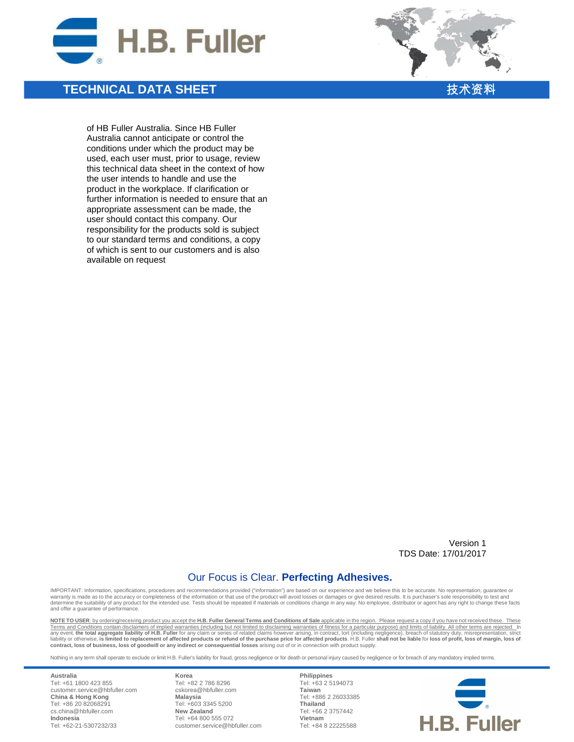of HB Fuller Australia. Since HB Fuller Australia cannot anticipate or control the conditions under which the product may be used, each user must, prior to usage, review this technical data sheet in the context of how the user intends to handle and use the product in the workplace. If clarification or further information is needed to ensure that an appropriate assessment can be made, the user should contact this company. Our responsibility for the products sold is subject to our standard terms and conditions, a copy of which is sent to our customers and is also available on request

Version 1
TDS Date: 17/01/2017

Our Focus is Clear. **Perfecting Adhesives.**

IMPORTANT: Information, specifications, procedures and recommendations provided ("information") are based on our experience and we believe this to be accurate. No representation, guarantee or warranty is made as to the accuracy or completeness of the information or that use of the product will avoid losses or damages or give desired results. It is purchaser's sole responsibility to test and determine the suitability of any product for the intended use. Tests should be repeated if materials or conditions change in any way. No employee, distributor or agent has any right to change these facts and offer a guarantee of performance.

**NOTE TO USER**: by ordering/receiving product you accept the **H.B. Fuller General Terms and Conditions of Sale** applicable in the region. Please request a copy if you have not received these. These Terms and Conditions contain disclaimers of implied warranties (including but not limited to disclaiming warranties of fitness for a particular purpose) and limits of liability. All other terms are rejected. In any event, **the total aggregate liability of H.B. Fuller** for any claim or series of related claims however arising, in contract, tort (including negligence), breach of statutory duty, misrepresentation, strict liability or otherwise, **is limited to replacement of affected products or refund of the purchase price for affected products**. H.B. Fuller **shall not be liable** for **loss of profit, loss of margin, loss of contract, loss of business, loss of goodwill or any indirect or consequential losses** arising out of or in connection with product supply.

Nothing in any term shall operate to exclude or limit H.B. Fuller's liability for fraud, gross negligence or for death or personal injury caused by negligence or for breach of any mandatory implied terms.

**Australia**
Tel: +61 1800 423 855
customer.service@hbfuller.com
**China & Hong Kong**
Tel: +86 20 82068291
cs.china@hbfuller.com
**Indonesia**
Tel: +62-21-5307232/33

**Korea**
Tel: +82 2 786 8296
cskorea@hbfuller.com
**Malaysia**
Tel: +603 3345 5200
**New Zealand**
Tel: +64 800 555 072
customer.service@hbfuller.com

**Philippines**
Tel: +63 2 5194073
**Taiwan**
Tel: +886 2 26033385
**Thailand**
Tel: +66 2 3757442
**Vietnam**
Tel: +84 8 22225588